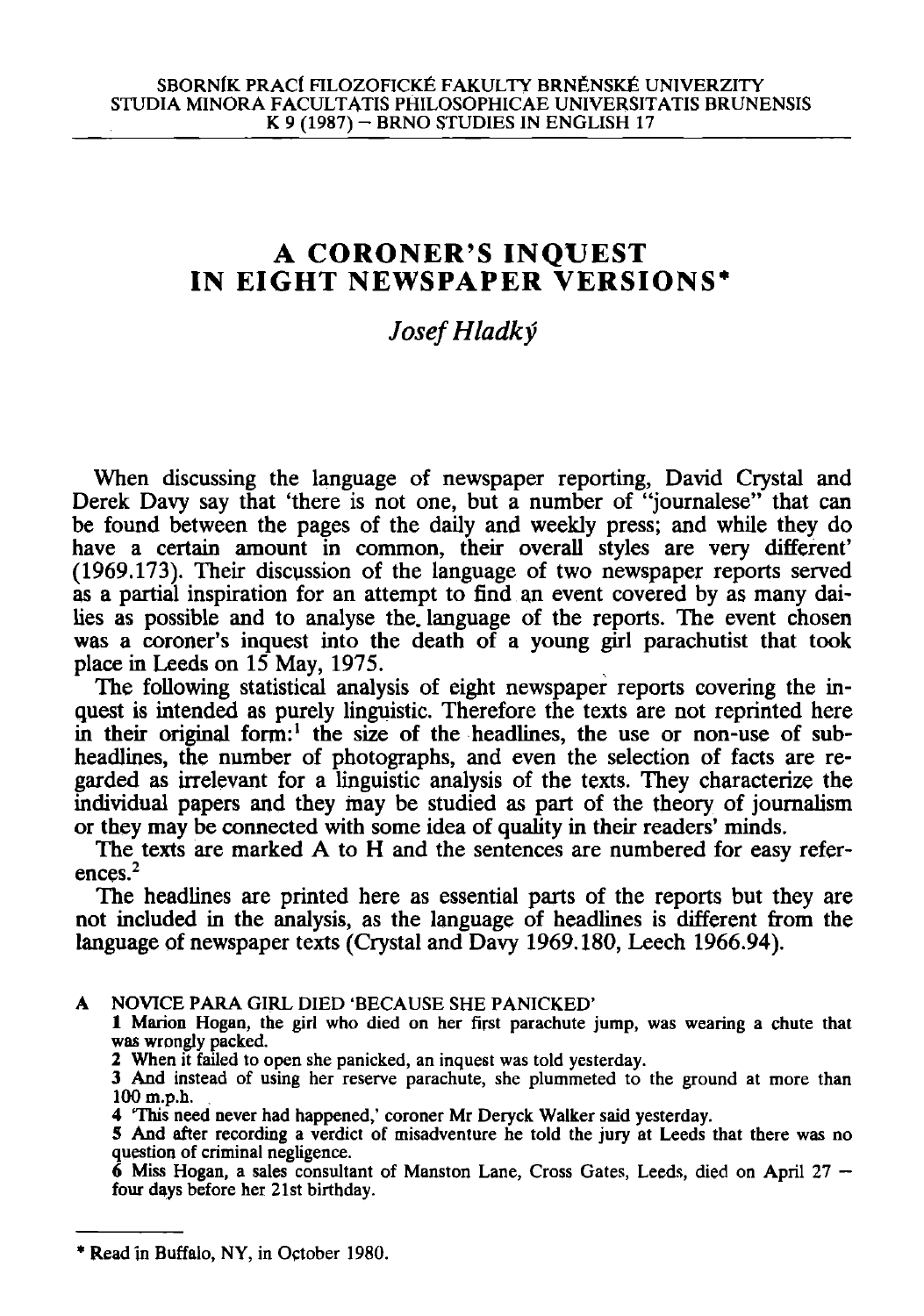# A CORONER'S INQUEST IN EIGHT NEWSPAPER VERSIONS*

*Josef Hladký*

When discussing the language of newspaper reporting, David Crystal and Derek Davy say that 'there is not one, but a number of "journalese" that can be found between the pages of the daily and weekly press; and while they do have a certain amount in common, their overall styles are very different' (1969.173). Their discussion of the language of two newspaper reports served as a partial inspiration for an attempt to find an event covered by as many dailies as possible and to analyse the language of the reports. The event chosen was a coroner's inquest into the death of a young girl parachutist that took place in Leeds on 15 May, 1975.

The following statistical analysis of eight newspaper reports covering the inquest is intended as purely linguistic. Therefore the texts are not reprinted here in their original form:[1] the size of the headlines, the use or non-use of subheadlines, the number of photographs, and even the selection of facts are regarded as irrelevant for a linguistic analysis of the texts. They characterize the individual papers and they may be studied as part of the theory of journalism or they may be connected with some idea of quality in their readers' minds.

The texts are marked A to H and the sentences are numbered for easy references.[2]

The headlines are printed here as essential parts of the reports but they are not included in the analysis, as the language of headlines is different from the language of newspaper texts (Crystal and Davy 1969.180, Leech 1966.94).

**A** NOVICE PARA GIRL DIED 'BECAUSE SHE PANICKED'

1 Marion Hogan, the girl who died on her first parachute jump, was wearing a chute that was wrongly packed.

2 When it failed to open she panicked, an inquest was told yesterday.

3 And instead of using her reserve parachute, she plummeted to the ground at more than 100 m.p.h.

4 'This need never had happened,' coroner Mr Deryck Walker said yesterday.

5 And after recording a verdict of misadventure he told the jury at Leeds that there was no question of criminal negligence.

6 Miss Hogan, a sales consultant of Manston Lane, Cross Gates, Leeds, died on April 27 — four days before her 21st birthday.

---

\* Read in Buffalo, NY, in October 1980.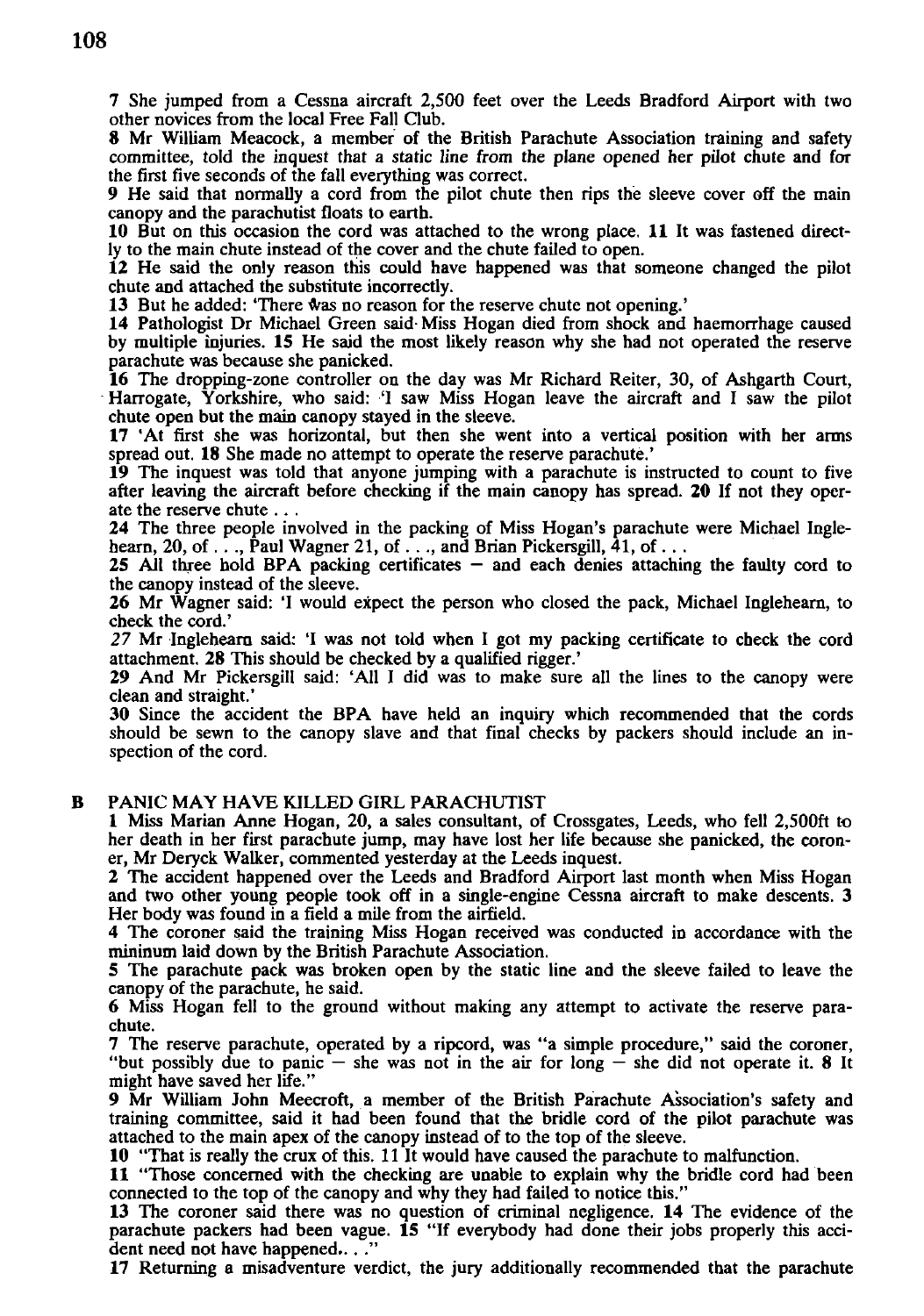7 She jumped from a Cessna aircraft 2,500 feet over the Leeds Bradford Airport with two other novices from the local Free Fall Club.

8 Mr William Meacock, a member of the British Parachute Association training and safety committee, told the inquest that a static line from the plane opened her pilot chute and for the first five seconds of the fall everything was correct.

9 He said that normally a cord from the pilot chute then rips the sleeve cover off the main canopy and the parachutist floats to earth.

10 But on this occasion the cord was attached to the wrong place. 11 It was fastened directly to the main chute instead of the cover and the chute failed to open.

12 He said the only reason this could have happened was that someone changed the pilot chute and attached the substitute incorrectly.

13 But he added: 'There was no reason for the reserve chute not opening.'

14 Pathologist Dr Michael Green said Miss Hogan died from shock and haemorrhage caused by multiple injuries. 15 He said the most likely reason why she had not operated the reserve parachute was because she panicked.

16 The dropping-zone controller on the day was Mr Richard Reiter, 30, of Ashgarth Court, Harrogate, Yorkshire, who said: 'I saw Miss Hogan leave the aircraft and I saw the pilot chute open but the main canopy stayed in the sleeve.

17 'At first she was horizontal, but then she went into a vertical position with her arms spread out. 18 She made no attempt to operate the reserve parachute.'

19 The inquest was told that anyone jumping with a parachute is instructed to count to five after leaving the aircraft before checking if the main canopy has spread. 20 If not they operate the reserve chute . . .

24 The three people involved in the packing of Miss Hogan's parachute were Michael Inglehearn, 20, of . . ., Paul Wagner 21, of . . ., and Brian Pickersgill, 41, of . . .

25 All three hold BPA packing certificates – and each denies attaching the faulty cord to the canopy instead of the sleeve.

26 Mr Wagner said: 'I would expect the person who closed the pack, Michael Inglehearn, to check the cord.'

27 Mr Inglehearn said: 'I was not told when I got my packing certificate to check the cord attachment. 28 This should be checked by a qualified rigger.'

29 And Mr Pickersgill said: 'All I did was to make sure all the lines to the canopy were clean and straight.'

30 Since the accident the BPA have held an inquiry which recommended that the cords should be sewn to the canopy slave and that final checks by packers should include an inspection of the cord.

## B PANIC MAY HAVE KILLED GIRL PARACHUTIST

1 Miss Marian Anne Hogan, 20, a sales consultant, of Crossgates, Leeds, who fell 2,500ft to her death in her first parachute jump, may have lost her life because she panicked, the coroner, Mr Deryck Walker, commented yesterday at the Leeds inquest.

2 The accident happened over the Leeds and Bradford Airport last month when Miss Hogan and two other young people took off in a single-engine Cessna aircraft to make descents. 3 Her body was found in a field a mile from the airfield.

4 The coroner said the training Miss Hogan received was conducted in accordance with the mininum laid down by the British Parachute Association.

5 The parachute pack was broken open by the static line and the sleeve failed to leave the canopy of the parachute, he said.

6 Miss Hogan fell to the ground without making any attempt to activate the reserve parachute.

7 The reserve parachute, operated by a ripcord, was "a simple procedure," said the coroner, "but possibly due to panic – she was not in the air for long – she did not operate it. 8 It might have saved her life."

9 Mr William John Meecroft, a member of the British Parachute Association's safety and training committee, said it had been found that the bridle cord of the pilot parachute was attached to the main apex of the canopy instead of to the top of the sleeve.

10 "That is really the crux of this. 11 It would have caused the parachute to malfunction.

11 "Those concerned with the checking are unable to explain why the bridle cord had been connected to the top of the canopy and why they had failed to notice this."

13 The coroner said there was no question of criminal negligence. 14 The evidence of the parachute packers had been vague. 15 "If everybody had done their jobs properly this accident need not have happened.. . ."

17 Returning a misadventure verdict, the jury additionally recommended that the parachute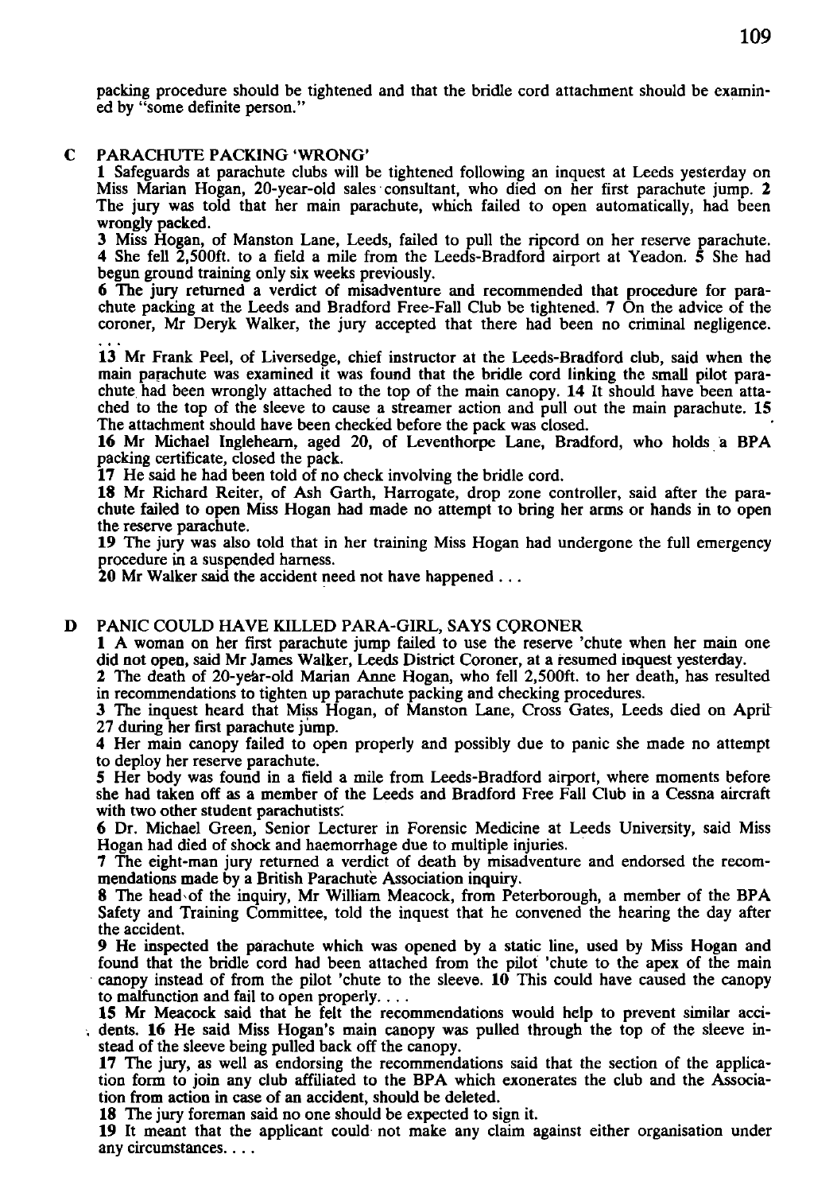packing procedure should be tightened and that the bridle cord attachment should be examined by "some definite person."

**C PARACHUTE PACKING 'WRONG'**

**1** Safeguards at parachute clubs will be tightened following an inquest at Leeds yesterday on Miss Marian Hogan, 20-year-old sales consultant, who died on her first parachute jump. **2** The jury was told that her main parachute, which failed to open automatically, had been wrongly packed.

**3** Miss Hogan, of Manston Lane, Leeds, failed to pull the ripcord on her reserve parachute. **4** She fell 2,500ft. to a field a mile from the Leeds-Bradford airport at Yeadon. **5** She had begun ground training only six weeks previously.

**6** The jury returned a verdict of misadventure and recommended that procedure for parachute packing at the Leeds and Bradford Free-Fall Club be tightened. **7** On the advice of the coroner, Mr Deryk Walker, the jury accepted that there had been no criminal negligence. . . .

**13** Mr Frank Peel, of Liversedge, chief instructor at the Leeds-Bradford club, said when the main parachute was examined it was found that the bridle cord linking the small pilot parachute had been wrongly attached to the top of the main canopy. **14** It should have been attached to the top of the sleeve to cause a streamer action and pull out the main parachute. **15** The attachment should have been checked before the pack was closed.

**16** Mr Michael Inglehearn, aged 20, of Leventhorpe Lane, Bradford, who holds a BPA packing certificate, closed the pack.

**17** He said he had been told of no check involving the bridle cord.

**18** Mr Richard Reiter, of Ash Garth, Harrogate, drop zone controller, said after the parachute failed to open Miss Hogan had made no attempt to bring her arms or hands in to open the reserve parachute.

**19** The jury was also told that in her training Miss Hogan had undergone the full emergency procedure in a suspended harness.

**20** Mr Walker said the accident need not have happened . . .

**D PANIC COULD HAVE KILLED PARA-GIRL, SAYS CORONER**

**1** A woman on her first parachute jump failed to use the reserve 'chute when her main one did not open, said Mr James Walker, Leeds District Coroner, at a resumed inquest yesterday.

**2** The death of 20-year-old Marian Anne Hogan, who fell 2,500ft. to her death, has resulted in recommendations to tighten up parachute packing and checking procedures.

**3** The inquest heard that Miss Hogan, of Manston Lane, Cross Gates, Leeds died on April 27 during her first parachute jump.

**4** Her main canopy failed to open properly and possibly due to panic she made no attempt to deploy her reserve parachute.

**5** Her body was found in a field a mile from Leeds-Bradford airport, where moments before she had taken off as a member of the Leeds and Bradford Free Fall Club in a Cessna aircraft with two other student parachutists.

**6** Dr. Michael Green, Senior Lecturer in Forensic Medicine at Leeds University, said Miss Hogan had died of shock and haemorrhage due to multiple injuries.

**7** The eight-man jury returned a verdict of death by misadventure and endorsed the recommendations made by a British Parachute Association inquiry.

**8** The head of the inquiry, Mr William Meacock, from Peterborough, a member of the BPA Safety and Training Committee, told the inquest that he convened the hearing the day after the accident.

**9** He inspected the parachute which was opened by a static line, used by Miss Hogan and found that the bridle cord had been attached from the pilot 'chute to the apex of the main canopy instead of from the pilot 'chute to the sleeve. **10** This could have caused the canopy to malfunction and fail to open properly. . . .

**15** Mr Meacock said that he felt the recommendations would help to prevent similar accidents. **16** He said Miss Hogan's main canopy was pulled through the top of the sleeve instead of the sleeve being pulled back off the canopy.

**17** The jury, as well as endorsing the recommendations said that the section of the application form to join any club affiliated to the BPA which exonerates the club and the Association from action in case of an accident, should be deleted.

**18** The jury foreman said no one should be expected to sign it.

**19** It meant that the applicant could not make any claim against either organisation under any circumstances. . . .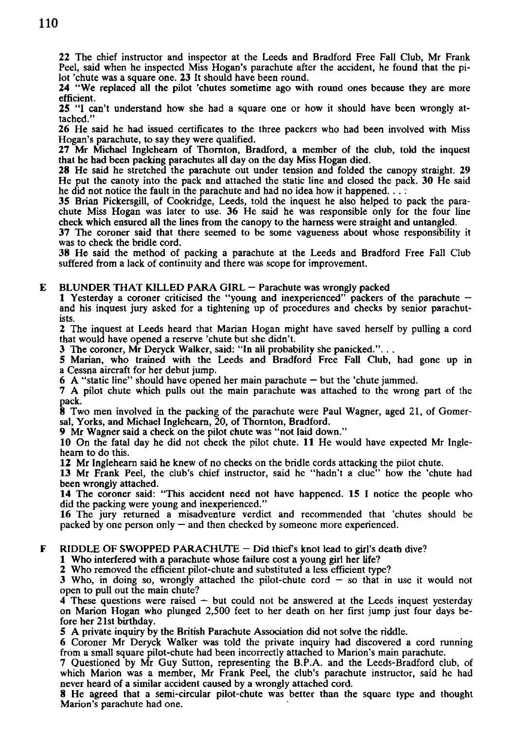**22** The chief instructor and inspector at the Leeds and Bradford Free Fall Club, Mr Frank Peel, said when he inspected Miss Hogan's parachute after the accident, he found that the pilot 'chute was a square one. **23** It should have been round.

**24** "We replaced all the pilot 'chutes sometime ago with round ones because they are more efficient.

**25** "I can't understand how she had a square one or how it should have been wrongly attached."

**26** He said he had issued certificates to the three packers who had been involved with Miss Hogan's parachute, to say they were qualified.

**27** Mr Michael Ingleheam of Thornton, Bradford, a member of the club, told the inquest that he had been packing parachutes all day on the day Miss Hogan died.

**28** He said he stretched the parachute out under tension and folded the canopy straight. **29** He put the canoty into the pack and attached the static line and closed the pack. **30** He said he did not notice the fault in the parachute and had no idea how it happened. . . :

**35** Brian Pickersgill, of Cookridge, Leeds, told the inquest he also helped to pack the parachute Miss Hogan was later to use. **36** He said he was responsible only for the four line check which ensured all the lines from the canopy to the harness were straight and untangled.

**37** The coroner said that there seemed to be some vagueness about whose responsibility it was to check the bridle cord.

**38** He said the method of packing a parachute at the Leeds and Bradford Free Fall Club suffered from a lack of continuity and there was scope for improvement.

**E** BLUNDER THAT KILLED PARA GIRL — Parachute was wrongly packed

**1** Yesterday a coroner criticised the "young and inexperienced" packers of the parachute — and his inquest jury asked for a tightening up of procedures and checks by senior parachutists.

**2** The inquest at Leeds heard that Marian Hogan might have saved herself by pulling a cord that would have opened a reserve 'chute but she didn't.

**3** The coroner, Mr Deryck Walker, said: "In all probability she panicked.". . .

**5** Marian, who trained with the Leeds and Bradford Free Fall Club, had gone up in a Cessna aircraft for her debut jump.

**6** A "static line" should have opened her main parachute — but the 'chute jammed.

**7** A pilot chute which pulls out the main parachute was attached to the wrong part of the pack.

**8** Two men involved in the packing of the parachute were Paul Wagner, aged 21, of Gomersal, Yorks, and Michael Inglehearn, 20, of Thornton, Bradford.

**9** Mr Wagner said a check on the pilot chute was "not laid down."

**10** On the fatal day he did not check the pilot chute. **11** He would have expected Mr Inglehearn to do this.

**12** Mr Inglehearn said he knew of no checks on the bridle cords attacking the pilot chute.

**13** Mr Frank Peel, the club's chief instructor, said he "hadn't a clue" how the 'chute had been wrongly attached.

**14** The coroner said: "This accident need not have happened. **15** I notice the people who did the packing were young and inexperienced."

**16** The jury returned a misadventure verdict and recommended that 'chutes should be packed by one person only — and then checked by someone more experienced.

**F** RIDDLE OF SWOPPED PARACHUTE — Did thief's knot lead to girl's death dive?

**1** Who interfered with a parachute whose failure cost a young girl her life?

**2** Who removed the efficient pilot-chute and substituted a less efficient type?

**3** Who, in doing so, wrongly attached the pilot-chute cord — so that in use it would not open to pull out the main chute?

**4** These questions were raised — but could not be answered at the Leeds inquest yesterday on Marion Hogan who plunged 2,500 feet to her death on her first jump just four days before her 21st birthday.

**5** A private inquiry by the British Parachute Association did not solve the riddle.

**6** Coroner Mr Deryck Walker was told the private inquiry had discovered a cord running from a small square pilot-chute had been incorrectly attached to Marion's main parachute.

**7** Questioned by Mr Guy Sutton, representing the B.P.A. and the Leeds-Bradford club, of which Marion was a member, Mr Frank Peel, the club's parachute instructor, said he had never heard of a similar accident caused by a wrongly attached cord.

**8** He agreed that a semi-circular pilot-chute was better than the square type and thought Marion's parachute had one.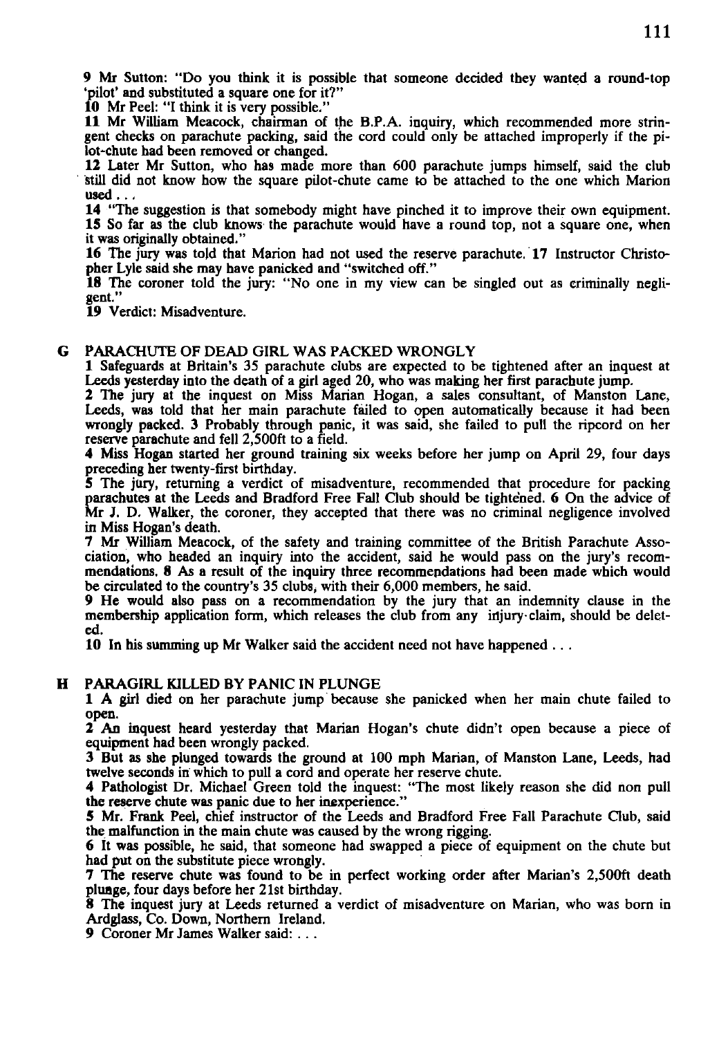**9** Mr Sutton: "Do you think it is possible that someone decided they wanted a round-top 'pilot' and substituted a square one for it?"

**10** Mr Peel: "I think it is very possible."

**11** Mr William Meacock, chairman of the B.P.A. inquiry, which recommended more stringent checks on parachute packing, said the cord could only be attached improperly if the pilot-chute had been removed or changed.

**12** Later Mr Sutton, who has made more than 600 parachute jumps himself, said the club still did not know how the square pilot-chute came to be attached to the one which Marion used . . .

**14** "The suggestion is that somebody might have pinched it to improve their own equipment. **15** So far as the club knows the parachute would have a round top, not a square one, when it was originally obtained."

**16** The jury was told that Marion had not used the reserve parachute. **17** Instructor Christopher Lyle said she may have panicked and "switched off."

**18** The coroner told the jury: "No one in my view can be singled out as criminally negligent."

**19** Verdict: Misadventure.

## G PARACHUTE OF DEAD GIRL WAS PACKED WRONGLY

**1** Safeguards at Britain's 35 parachute clubs are expected to be tightened after an inquest at Leeds yesterday into the death of a girl aged 20, who was making her first parachute jump.

**2** The jury at the inquest on Miss Marian Hogan, a sales consultant, of Manston Lane, Leeds, was told that her main parachute failed to open automatically because it had been wrongly packed. **3** Probably through panic, it was said, she failed to pull the ripcord on her reserve parachute and fell 2,500ft to a field.

**4** Miss Hogan started her ground training six weeks before her jump on April 29, four days preceding her twenty-first birthday.

**5** The jury, returning a verdict of misadventure, recommended that procedure for packing parachutes at the Leeds and Bradford Free Fall Club should be tightened. **6** On the advice of Mr J. D. Walker, the coroner, they accepted that there was no criminal negligence involved in Miss Hogan's death.

**7** Mr William Meacock, of the safety and training committee of the British Parachute Association, who headed an inquiry into the accident, said he would pass on the jury's recommendations. **8** As a result of the inquiry three recommendations had been made which would be circulated to the country's 35 clubs, with their 6,000 members, he said.

**9** He would also pass on a recommendation by the jury that an indemnity clause in the membership application form, which releases the club from any injury claim, should be deleted.

**10** In his summing up Mr Walker said the accident need not have happened . . .

## H PARAGIRL KILLED BY PANIC IN PLUNGE

**1** A girl died on her parachute jump because she panicked when her main chute failed to open.

**2** An inquest heard yesterday that Marian Hogan's chute didn't open because a piece of equipment had been wrongly packed.

**3** But as she plunged towards the ground at 100 mph Marian, of Manston Lane, Leeds, had twelve seconds in which to pull a cord and operate her reserve chute.

**4** Pathologist Dr. Michael Green told the inquest: "The most likely reason she did non pull the reserve chute was panic due to her inexperience."

**5** Mr. Frank Peel, chief instructor of the Leeds and Bradford Free Fall Parachute Club, said the malfunction in the main chute was caused by the wrong rigging.

**6** It was possible, he said, that someone had swapped a piece of equipment on the chute but had put on the substitute piece wrongly.

**7** The reserve chute was found to be in perfect working order after Marian's 2,500ft death pluage, four days before her 21st birthday.

**8** The inquest jury at Leeds returned a verdict of misadventure on Marian, who was born in Ardglass, Co. Down, Northern Ireland.

**9** Coroner Mr James Walker said: . . .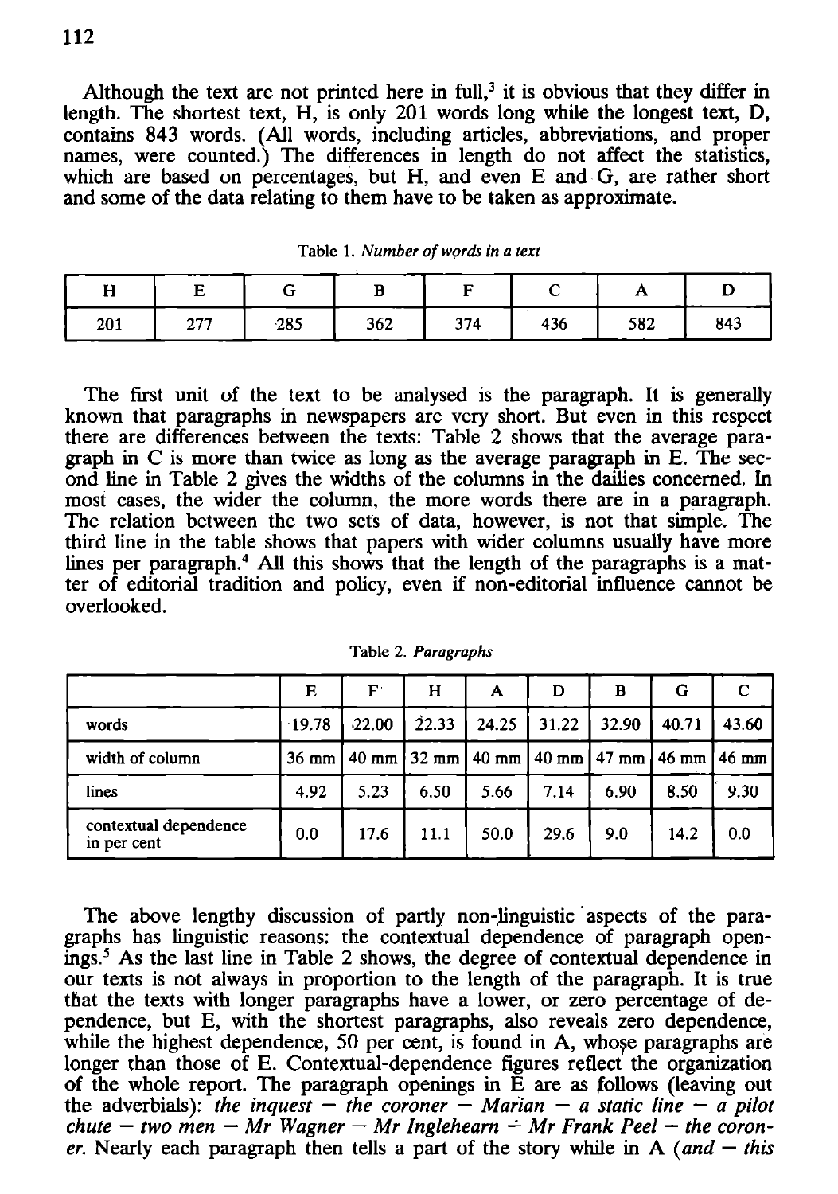Although the text are not printed here in full,[3] it is obvious that they differ in length. The shortest text, H, is only 201 words long while the longest text, D, contains 843 words. (All words, including articles, abbreviations, and proper names, were counted.) The differences in length do not affect the statistics, which are based on percentages, but H, and even E and G, are rather short and some of the data relating to them have to be taken as approximate.

Table 1. *Number of words in a text*

| H | E | G | B | F | C | A | D |
|---|---|---|---|---|---|---|---|
| 201 | 277 | 285 | 362 | 374 | 436 | 582 | 843 |

The first unit of the text to be analysed is the paragraph. It is generally known that paragraphs in newspapers are very short. But even in this respect there are differences between the texts: Table 2 shows that the average paragraph in C is more than twice as long as the average paragraph in E. The second line in Table 2 gives the widths of the columns in the dailies concerned. In most cases, the wider the column, the more words there are in a paragraph. The relation between the two sets of data, however, is not that simple. The third line in the table shows that papers with wider columns usually have more lines per paragraph.[4] All this shows that the length of the paragraphs is a matter of editorial tradition and policy, even if non-editorial influence cannot be overlooked.

Table 2. *Paragraphs*

| | E | F | H | A | D | B | G | C |
|---|---|---|---|---|---|---|---|---|
| words | 19.78 | 22.00 | 22.33 | 24.25 | 31.22 | 32.90 | 40.71 | 43.60 |
| width of column | 36 mm | 40 mm | 32 mm | 40 mm | 40 mm | 47 mm | 46 mm | 46 mm |
| lines | 4.92 | 5.23 | 6.50 | 5.66 | 7.14 | 6.90 | 8.50 | 9.30 |
| contextual dependence in per cent | 0.0 | 17.6 | 11.1 | 50.0 | 29.6 | 9.0 | 14.2 | 0.0 |

The above lengthy discussion of partly non-linguistic aspects of the paragraphs has linguistic reasons: the contextual dependence of paragraph openings.[5] As the last line in Table 2 shows, the degree of contextual dependence in our texts is not always in proportion to the length of the paragraph. It is true that the texts with longer paragraphs have a lower, or zero percentage of dependence, but E, with the shortest paragraphs, also reveals zero dependence, while the highest dependence, 50 per cent, is found in A, whose paragraphs are longer than those of E. Contextual-dependence figures reflect the organization of the whole report. The paragraph openings in E are as follows (leaving out the adverbials): *the inquest — the coroner — Marian — a static line — a pilot chute — two men — Mr Wagner — Mr Inglehearn — Mr Frank Peel — the coroner.* Nearly each paragraph then tells a part of the story while in A (*and — this*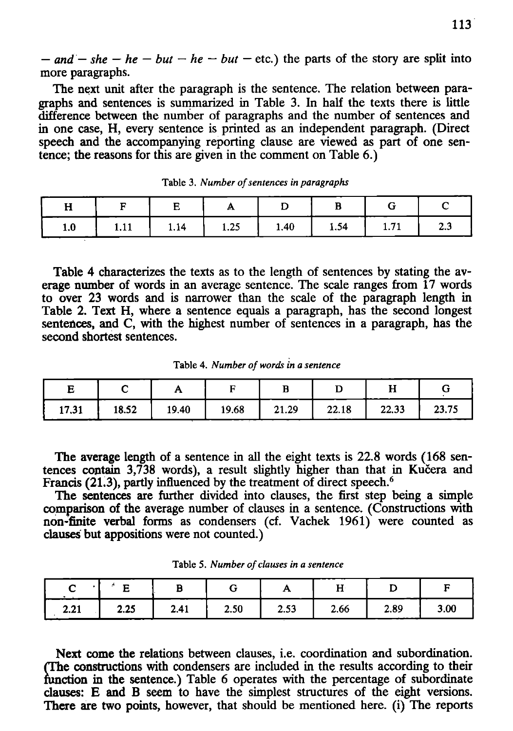– *and* – *she* – *he* – *but* – *he* – *but* – etc.) the parts of the story are split into more paragraphs.

The next unit after the paragraph is the sentence. The relation between paragraphs and sentences is summarized in Table 3. In half the texts there is little difference between the number of paragraphs and the number of sentences and in one case, H, every sentence is printed as an independent paragraph. (Direct speech and the accompanying reporting clause are viewed as part of one sentence; the reasons for this are given in the comment on Table 6.)

Table 3. *Number of sentences in paragraphs*

| H | F | E | A | D | B | G | C |
|---|---|---|---|---|---|---|---|
| 1.0 | 1.11 | 1.14 | 1.25 | 1.40 | 1.54 | 1.71 | 2.3 |

Table 4 characterizes the texts as to the length of sentences by stating the average number of words in an average sentence. The scale ranges from 17 words to over 23 words and is narrower than the scale of the paragraph length in Table 2. Text H, where a sentence equals a paragraph, has the second longest sentences, and C, with the highest number of sentences in a paragraph, has the second shortest sentences.

Table 4. *Number of words in a sentence*

| E | C | A | F | B | D | H | G |
|---|---|---|---|---|---|---|---|
| 17.31 | 18.52 | 19.40 | 19.68 | 21.29 | 22.18 | 22.33 | 23.75 |

The average length of a sentence in all the eight texts is 22.8 words (168 sentences contain 3,738 words), a result slightly higher than that in Kučera and Francis (21.3), partly influenced by the treatment of direct speech.[6]

The sentences are further divided into clauses, the first step being a simple comparison of the average number of clauses in a sentence. (Constructions with non-finite verbal forms as condensers (cf. Vachek 1961) were counted as clauses but appositions were not counted.)

Table 5. *Number of clauses in a sentence*

| C | E | B | G | A | H | D | F |
|---|---|---|---|---|---|---|---|
| 2.21 | 2.25 | 2.41 | 2.50 | 2.53 | 2.66 | 2.89 | 3.00 |

Next come the relations between clauses, i.e. coordination and subordination. (The constructions with condensers are included in the results according to their function in the sentence.) Table 6 operates with the percentage of subordinate clauses: E and B seem to have the simplest structures of the eight versions. There are two points, however, that should be mentioned here. (i) The reports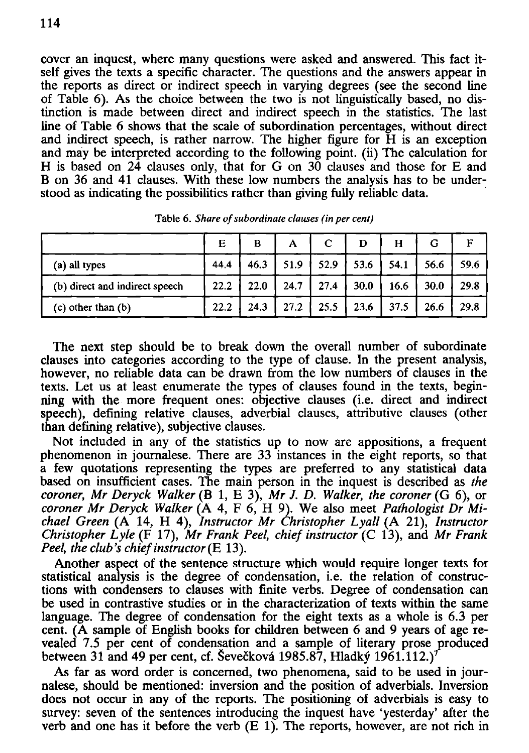cover an inquest, where many questions were asked and answered. This fact itself gives the texts a specific character. The questions and the answers appear in the reports as direct or indirect speech in varying degrees (see the second line of Table 6). As the choice between the two is not linguistically based, no distinction is made between direct and indirect speech in the statistics. The last line of Table 6 shows that the scale of subordination percentages, without direct and indirect speech, is rather narrow. The higher figure for H is an exception and may be interpreted according to the following point. (ii) The calculation for H is based on 24 clauses only, that for G on 30 clauses and those for E and B on 36 and 41 clauses. With these low numbers the analysis has to be understood as indicating the possibilities rather than giving fully reliable data.

Table 6. *Share of subordinate clauses (in per cent)*

| | E | B | A | C | D | H | G | F |
|---|---|---|---|---|---|---|---|---|
| (a) all types | 44.4 | 46.3 | 51.9 | 52.9 | 53.6 | 54.1 | 56.6 | 59.6 |
| (b) direct and indirect speech | 22.2 | 22.0 | 24.7 | 27.4 | 30.0 | 16.6 | 30.0 | 29.8 |
| (c) other than (b) | 22.2 | 24.3 | 27.2 | 25.5 | 23.6 | 37.5 | 26.6 | 29.8 |

The next step should be to break down the overall number of subordinate clauses into categories according to the type of clause. In the present analysis, however, no reliable data can be drawn from the low numbers of clauses in the texts. Let us at least enumerate the types of clauses found in the texts, beginning with the more frequent ones: objective clauses (i.e. direct and indirect speech), defining relative clauses, adverbial clauses, attributive clauses (other than defining relative), subjective clauses.

Not included in any of the statistics up to now are appositions, a frequent phenomenon in journalese. There are 33 instances in the eight reports, so that a few quotations representing the types are preferred to any statistical data based on insufficient cases. The main person in the inquest is described as *the coroner, Mr Deryck Walker* (B 1, E 3), *Mr J. D. Walker, the coroner* (G 6), or *coroner Mr Deryck Walker* (A 4, F 6, H 9). We also meet *Pathologist Dr Michael Green* (A 14, H 4), *Instructor Mr Christopher Lyall* (A 21), *Instructor Christopher Lyle* (F 17), *Mr Frank Peel, chief instructor* (C 13), and *Mr Frank Peel, the club's chief instructor* (E 13).

Another aspect of the sentence structure which would require longer texts for statistical analysis is the degree of condensation, i.e. the relation of constructions with condensers to clauses with finite verbs. Degree of condensation can be used in contrastive studies or in the characterization of texts within the same language. The degree of condensation for the eight texts as a whole is 6.3 per cent. (A sample of English books for children between 6 and 9 years of age revealed 7.5 per cent of condensation and a sample of literary prose produced between 31 and 49 per cent, cf. Ševečková 1985.87, Hladký 1961.112.)[7]

As far as word order is concerned, two phenomena, said to be used in journalese, should be mentioned: inversion and the position of adverbials. Inversion does not occur in any of the reports. The positioning of adverbials is easy to survey: seven of the sentences introducing the inquest have 'yesterday' after the verb and one has it before the verb (E 1). The reports, however, are not rich in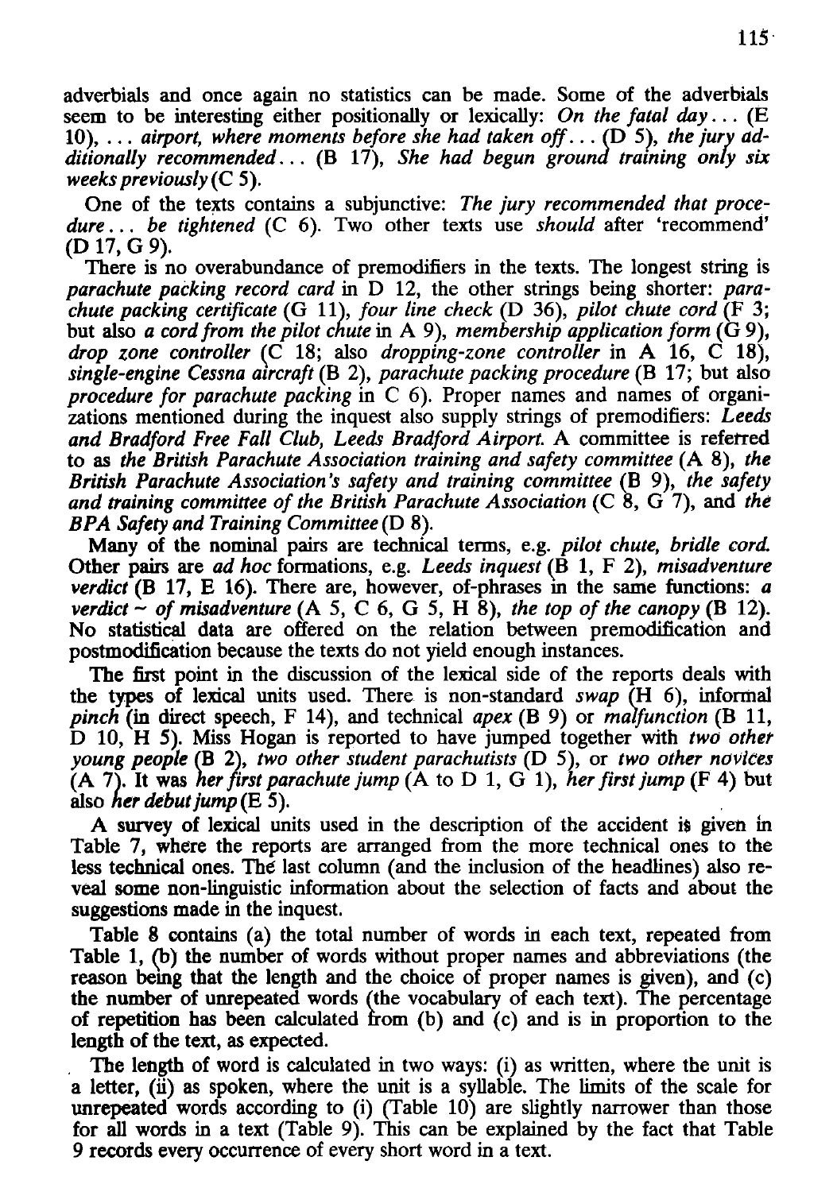adverbials and once again no statistics can be made. Some of the adverbials seem to be interesting either positionally or lexically: *On the fatal day...* (E 10), *... airport, where moments before she had taken off...* (D 5), *the jury additionally recommended...* (B 17), *She had begun ground training only six weeks previously* (C 5).

One of the texts contains a subjunctive: *The jury recommended that procedure... be tightened* (C 6). Two other texts use *should* after 'recommend' (D 17, G 9).

There is no overabundance of premodifiers in the texts. The longest string is *parachute packing record card* in D 12, the other strings being shorter: *parachute packing certificate* (G 11), *four line check* (D 36), *pilot chute cord* (F 3; but also *a cord from the pilot chute* in A 9), *membership application form* (G 9), *drop zone controller* (C 18; also *dropping-zone controller* in A 16, C 18), *single-engine Cessna aircraft* (B 2), *parachute packing procedure* (B 17; but also *procedure for parachute packing* in C 6). Proper names and names of organizations mentioned during the inquest also supply strings of premodifiers: *Leeds and Bradford Free Fall Club, Leeds Bradford Airport.* A committee is referred to as *the British Parachute Association training and safety committee* (A 8), *the British Parachute Association's safety and training committee* (B 9), *the safety and training committee of the British Parachute Association* (C 8, G 7), and *the BPA Safety and Training Committee* (D 8).

Many of the nominal pairs are technical terms, e.g. *pilot chute, bridle cord.* Other pairs are *ad hoc* formations, e.g. *Leeds inquest* (B 1, F 2), *misadventure verdict* (B 17, E 16). There are, however, of-phrases in the same functions: *a verdict ~ of misadventure* (A 5, C 6, G 5, H 8), *the top of the canopy* (B 12). No statistical data are offered on the relation between premodification and postmodification because the texts do not yield enough instances.

The first point in the discussion of the lexical side of the reports deals with the types of lexical units used. There is non-standard *swap* (H 6), informal *pinch* (in direct speech, F 14), and technical *apex* (B 9) or *malfunction* (B 11, D 10, H 5). Miss Hogan is reported to have jumped together with *two other young people* (B 2), *two other student parachutists* (D 5), or *two other novices* (A 7). It was *her first parachute jump* (A to D 1, G 1), *her first jump* (F 4) but also *her debut jump* (E 5).

A survey of lexical units used in the description of the accident is given in Table 7, where the reports are arranged from the more technical ones to the less technical ones. The last column (and the inclusion of the headlines) also reveal some non-linguistic information about the selection of facts and about the suggestions made in the inquest.

Table 8 contains (a) the total number of words in each text, repeated from Table 1, (b) the number of words without proper names and abbreviations (the reason being that the length and the choice of proper names is given), and (c) the number of unrepeated words (the vocabulary of each text). The percentage of repetition has been calculated from (b) and (c) and is in proportion to the length of the text, as expected.

The length of word is calculated in two ways: (i) as written, where the unit is a letter, (ii) as spoken, where the unit is a syllable. The limits of the scale for unrepeated words according to (i) (Table 10) are slightly narrower than those for all words in a text (Table 9). This can be explained by the fact that Table 9 records every occurrence of every short word in a text.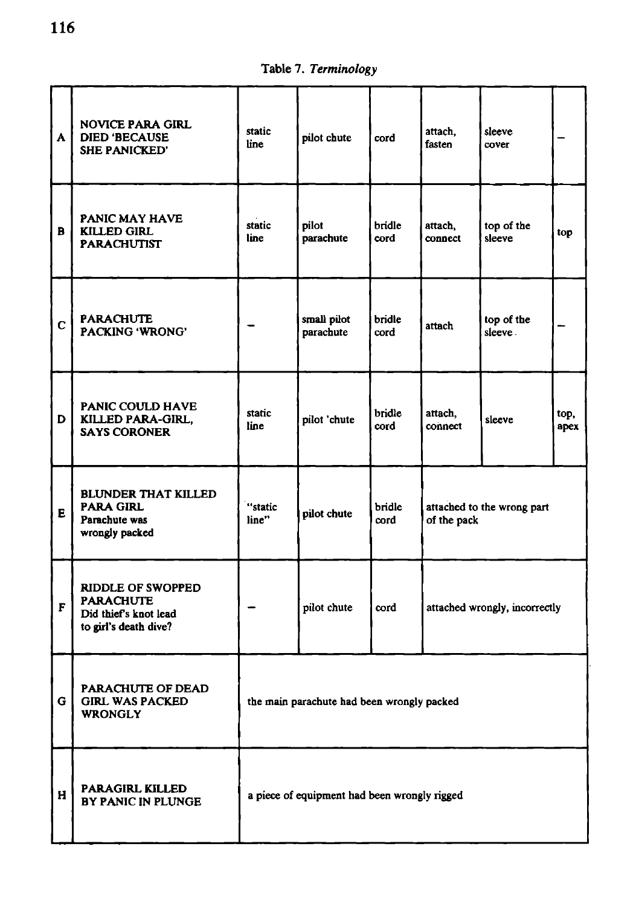Table 7. *Terminology*

| | | | | | | | |
|---|---|---|---|---|---|---|---|
| A | NOVICE PARA GIRL DIED 'BECAUSE SHE PANICKED' | static line | pilot chute | cord | attach, fasten | sleeve cover | – |
| B | PANIC MAY HAVE KILLED GIRL PARACHUTIST | static line | pilot parachute | bridle cord | attach, connect | top of the sleeve | top |
| C | PARACHUTE PACKING 'WRONG' | – | small pilot parachute | bridle cord | attach | top of the sleeve. | – |
| D | PANIC COULD HAVE KILLED PARA-GIRL, SAYS CORONER | static line | pilot 'chute | bridle cord | attach, connect | sleeve | top, apex |
| E | BLUNDER THAT KILLED PARA GIRL Parachute was wrongly packed | "static line" | pilot chute | bridle cord | attached to the wrong part of the pack | | |
| F | RIDDLE OF SWOPPED PARACHUTE Did thief's knot lead to girl's death dive? | – | pilot chute | cord | attached wrongly, incorrectly | | |
| G | PARACHUTE OF DEAD GIRL WAS PACKED WRONGLY | the main parachute had been wrongly packed | | | | | |
| H | PARAGIRL KILLED BY PANIC IN PLUNGE | a piece of equipment had been wrongly rigged | | | | | |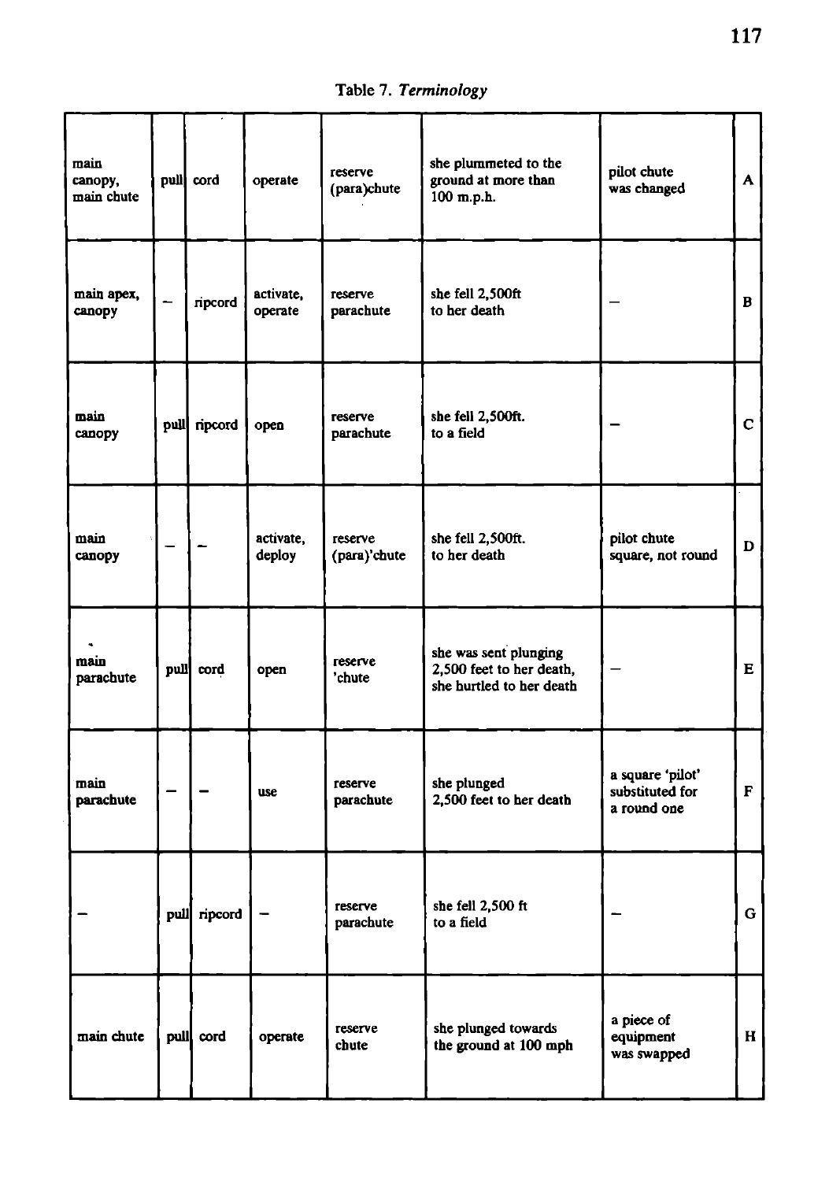Table 7. *Terminology*

| | | | | | | | |
|---|---|---|---|---|---|---|---|
| main canopy, main chute | pull | cord | operate | reserve (para)chute | she plummeted to the ground at more than 100 m.p.h. | pilot chute was changed | A |
| main apex, canopy | – | ripcord | activate, operate | reserve parachute | she fell 2,500ft to her death | – | B |
| main canopy | pull | ripcord | open | reserve parachute | she fell 2,500ft. to a field | – | C |
| main canopy | – | – | activate, deploy | reserve (para)'chute | she fell 2,500ft. to her death | pilot chute square, not round | D |
| main parachute | pull | cord | open | reserve 'chute | she was sent plunging 2,500 feet to her death, she hurtled to her death | – | E |
| main parachute | – | – | use | reserve parachute | she plunged 2,500 feet to her death | a square 'pilot' substituted for a round one | F |
| – | pull | ripcord | – | reserve parachute | she fell 2,500 ft to a field | – | G |
| main chute | pull | cord | operate | reserve chute | she plunged towards the ground at 100 mph | a piece of equipment was swapped | H |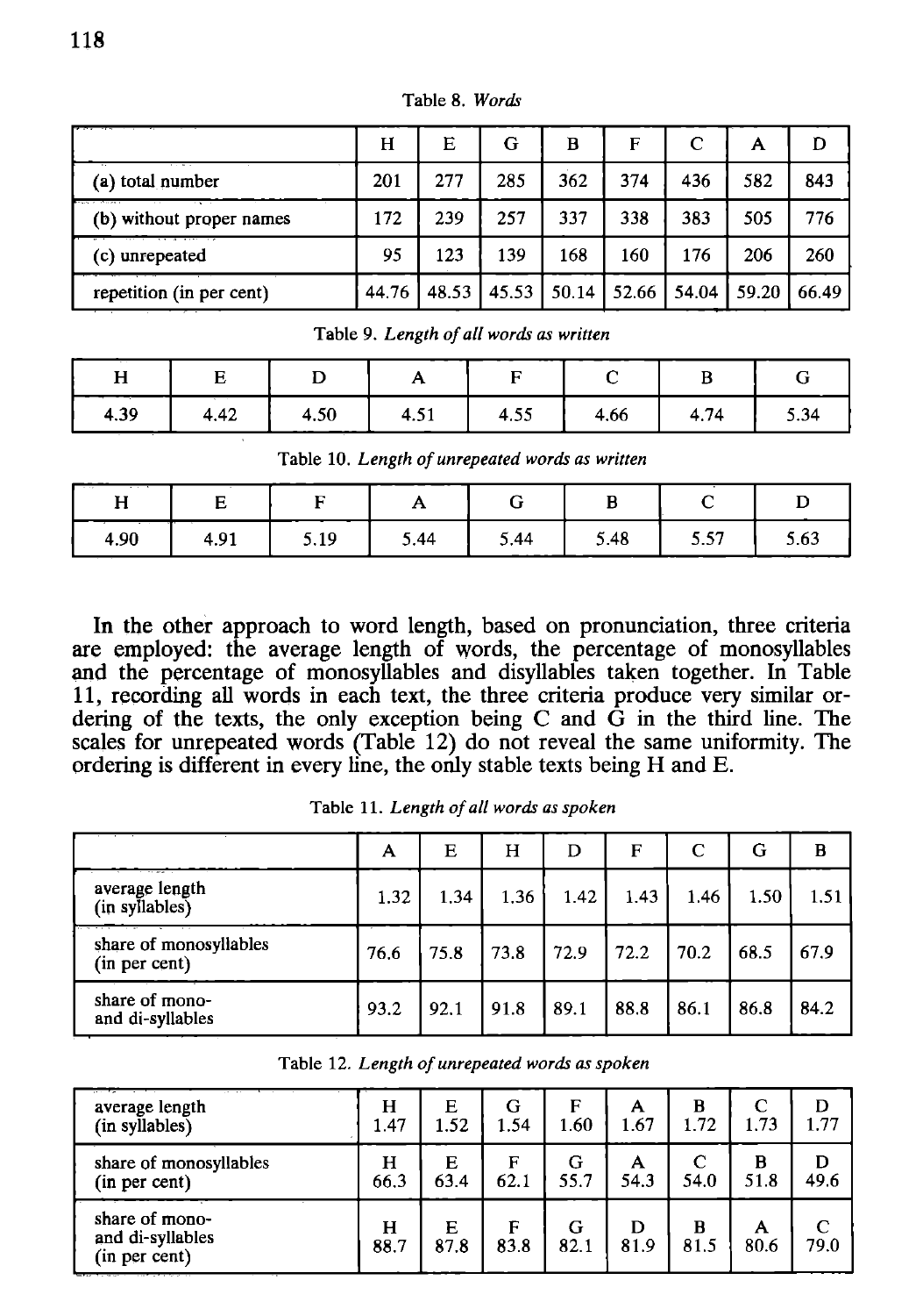Table 8. *Words*

| | H | E | G | B | F | C | A | D |
|---|---|---|---|---|---|---|---|---|
| (a) total number | 201 | 277 | 285 | 362 | 374 | 436 | 582 | 843 |
| (b) without proper names | 172 | 239 | 257 | 337 | 338 | 383 | 505 | 776 |
| (c) unrepeated | 95 | 123 | 139 | 168 | 160 | 176 | 206 | 260 |
| repetition (in per cent) | 44.76 | 48.53 | 45.53 | 50.14 | 52.66 | 54.04 | 59.20 | 66.49 |

Table 9. *Length of all words as written*

| H | E | D | A | F | C | B | G |
|---|---|---|---|---|---|---|---|
| 4.39 | 4.42 | 4.50 | 4.51 | 4.55 | 4.66 | 4.74 | 5.34 |

Table 10. *Length of unrepeated words as written*

| H | E | F | A | G | B | C | D |
|---|---|---|---|---|---|---|---|
| 4.90 | 4.91 | 5.19 | 5.44 | 5.44 | 5.48 | 5.57 | 5.63 |

In the other approach to word length, based on pronunciation, three criteria are employed: the average length of words, the percentage of monosyllables and the percentage of monosyllables and disyllables taken together. In Table 11, recording all words in each text, the three criteria produce very similar ordering of the texts, the only exception being C and G in the third line. The scales for unrepeated words (Table 12) do not reveal the same uniformity. The ordering is different in every line, the only stable texts being H and E.

Table 11. *Length of all words as spoken*

| | A | E | H | D | F | C | G | B |
|---|---|---|---|---|---|---|---|---|
| average length (in syllables) | 1.32 | 1.34 | 1.36 | 1.42 | 1.43 | 1.46 | 1.50 | 1.51 |
| share of monosyllables (in per cent) | 76.6 | 75.8 | 73.8 | 72.9 | 72.2 | 70.2 | 68.5 | 67.9 |
| share of mono- and di-syllables | 93.2 | 92.1 | 91.8 | 89.1 | 88.8 | 86.1 | 86.8 | 84.2 |

Table 12. *Length of unrepeated words as spoken*

| | | | | | | | | |
|---|---|---|---|---|---|---|---|---|
| average length (in syllables) | H 1.47 | E 1.52 | G 1.54 | F 1.60 | A 1.67 | B 1.72 | C 1.73 | D 1.77 |
| share of monosyllables (in per cent) | H 66.3 | E 63.4 | F 62.1 | G 55.7 | A 54.3 | C 54.0 | B 51.8 | D 49.6 |
| share of mono- and di-syllables (in per cent) | H 88.7 | E 87.8 | F 83.8 | G 82.1 | D 81.9 | B 81.5 | A 80.6 | C 79.0 |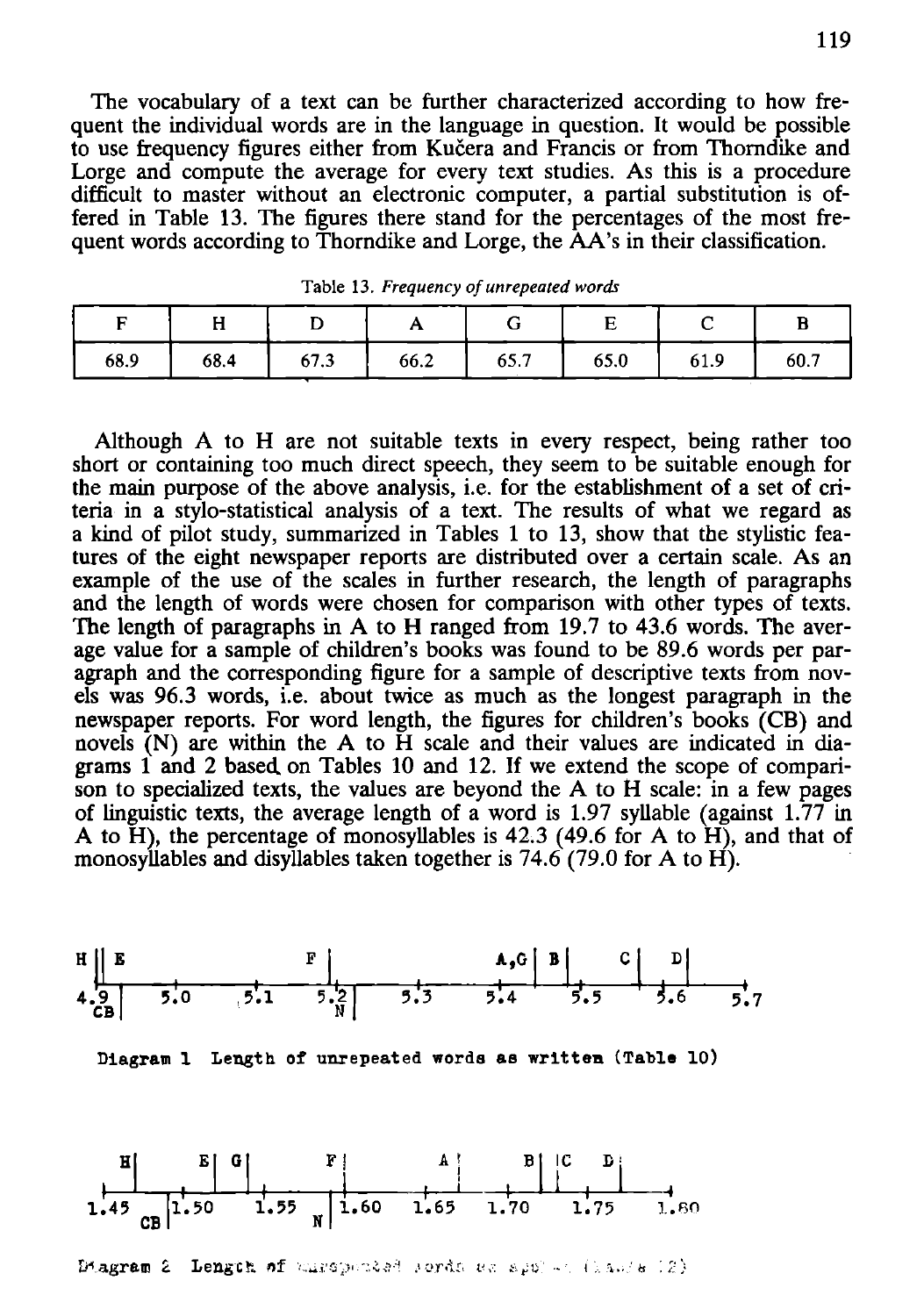The vocabulary of a text can be further characterized according to how frequent the individual words are in the language in question. It would be possible to use frequency figures either from Kučera and Francis or from Thorndike and Lorge and compute the average for every text studies. As this is a procedure difficult to master without an electronic computer, a partial substitution is offered in Table 13. The figures there stand for the percentages of the most frequent words according to Thorndike and Lorge, the AA's in their classification.

Table 13. *Frequency of unrepeated words*

| F | H | D | A | G | E | C | B |
|---|---|---|---|---|---|---|---|
| 68.9 | 68.4 | 67.3 | 66.2 | 65.7 | 65.0 | 61.9 | 60.7 |

Although A to H are not suitable texts in every respect, being rather too short or containing too much direct speech, they seem to be suitable enough for the main purpose of the above analysis, i.e. for the establishment of a set of criteria in a stylo-statistical analysis of a text. The results of what we regard as a kind of pilot study, summarized in Tables 1 to 13, show that the stylistic features of the eight newspaper reports are distributed over a certain scale. As an example of the use of the scales in further research, the length of paragraphs and the length of words were chosen for comparison with other types of texts. The length of paragraphs in A to H ranged from 19.7 to 43.6 words. The average value for a sample of children's books was found to be 89.6 words per paragraph and the corresponding figure for a sample of descriptive texts from novels was 96.3 words, i.e. about twice as much as the longest paragraph in the newspaper reports. For word length, the figures for children's books (CB) and novels (N) are within the A to H scale and their values are indicated in diagrams 1 and 2 based on Tables 10 and 12. If we extend the scope of comparison to specialized texts, the values are beyond the A to H scale: in a few pages of linguistic texts, the average length of a word is 1.97 syllable (against 1.77 in A to H), the percentage of monosyllables is 42.3 (49.6 for A to H), and that of monosyllables and disyllables taken together is 74.6 (79.0 for A to H).

```
H || E                F |              A,G | B |    C |  D |
4.9 |  5.0    5.1    5.2 |  5.3    5.4    5.5    5.6    5.7
 CB                    N
```

Diagram 1 Length of unrepeated words as written (Table 10)

```
   H |       E | G |       F |        A |       B | |C   D |
1.45   |1.50    1.55  | 1.60   1.65    1.70    1.75    1.80
     CB               N
```

Diagram 2 Length of unrepeated words as spoken (Table 12)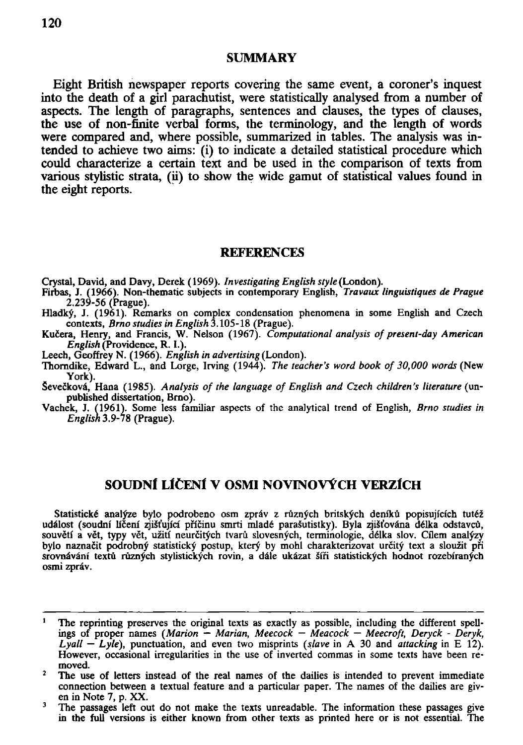## SUMMARY

Eight British newspaper reports covering the same event, a coroner's inquest into the death of a girl parachutist, were statistically analysed from a number of aspects. The length of paragraphs, sentences and clauses, the types of clauses, the use of non-finite verbal forms, the terminology, and the length of words were compared and, where possible, summarized in tables. The analysis was intended to achieve two aims: (i) to indicate a detailed statistical procedure which could characterize a certain text and be used in the comparison of texts from various stylistic strata, (ii) to show the wide gamut of statistical values found in the eight reports.

## REFERENCES

Crystal, David, and Davy, Derek (1969). *Investigating English style* (London).

Firbas, J. (1966). Non-thematic subjects in contemporary English, *Travaux linguistiques de Prague* 2.239-56 (Prague).

Hladký, J. (1961). Remarks on complex condensation phenomena in some English and Czech contexts, *Brno studies in English* 3.105-18 (Prague).

Kučera, Henry, and Francis, W. Nelson (1967). *Computational analysis of present-day American English* (Providence, R. I.).

Leech, Geoffrey N. (1966). *English in advertising* (London).

Thorndike, Edward L., and Lorge, Irving (1944). *The teacher's word book of 30,000 words* (New York).

Ševečková, Hana (1985). *Analysis of the language of English and Czech children's literature* (unpublished dissertation, Brno).

Vachek, J. (1961). Some less familiar aspects of the analytical trend of English, *Brno studies in English* 3.9-78 (Prague).

## SOUDNÍ LÍČENÍ V OSMI NOVINOVÝCH VERZÍCH

Statistické analýze bylo podrobeno osm zpráv z různých britských deníků popisujících tutéž událost (soudní líčení zjišťující příčinu smrti mladé parašutistky). Byla zjišťována délka odstavců, souvětí a vět, typy vět, užití neurčitých tvarů slovesných, terminologie, délka slov. Cílem analýzy bylo naznačit podrobný statistický postup, který by mohl charakterizovat určitý text a sloužit při srovnávání textů různých stylistických rovin, a dále ukázat šíři statistických hodnot rozebíraných osmi zpráv.

---

[1] The reprinting preserves the original texts as exactly as possible, including the different spellings of proper names (*Marion — Marian, Meecock — Meacock — Meecroft, Deryck - Deryk, Lyall — Lyle*), punctuation, and even two misprints (*slave* in A 30 and *attacking* in E 12). However, occasional irregularities in the use of inverted commas in some texts have been removed.

[2] The use of letters instead of the real names of the dailies is intended to prevent immediate connection between a textual feature and a particular paper. The names of the dailies are given in Note 7, p. XX.

[3] The passages left out do not make the texts unreadable. The information these passages give in the full versions is either known from other texts as printed here or is not essential. The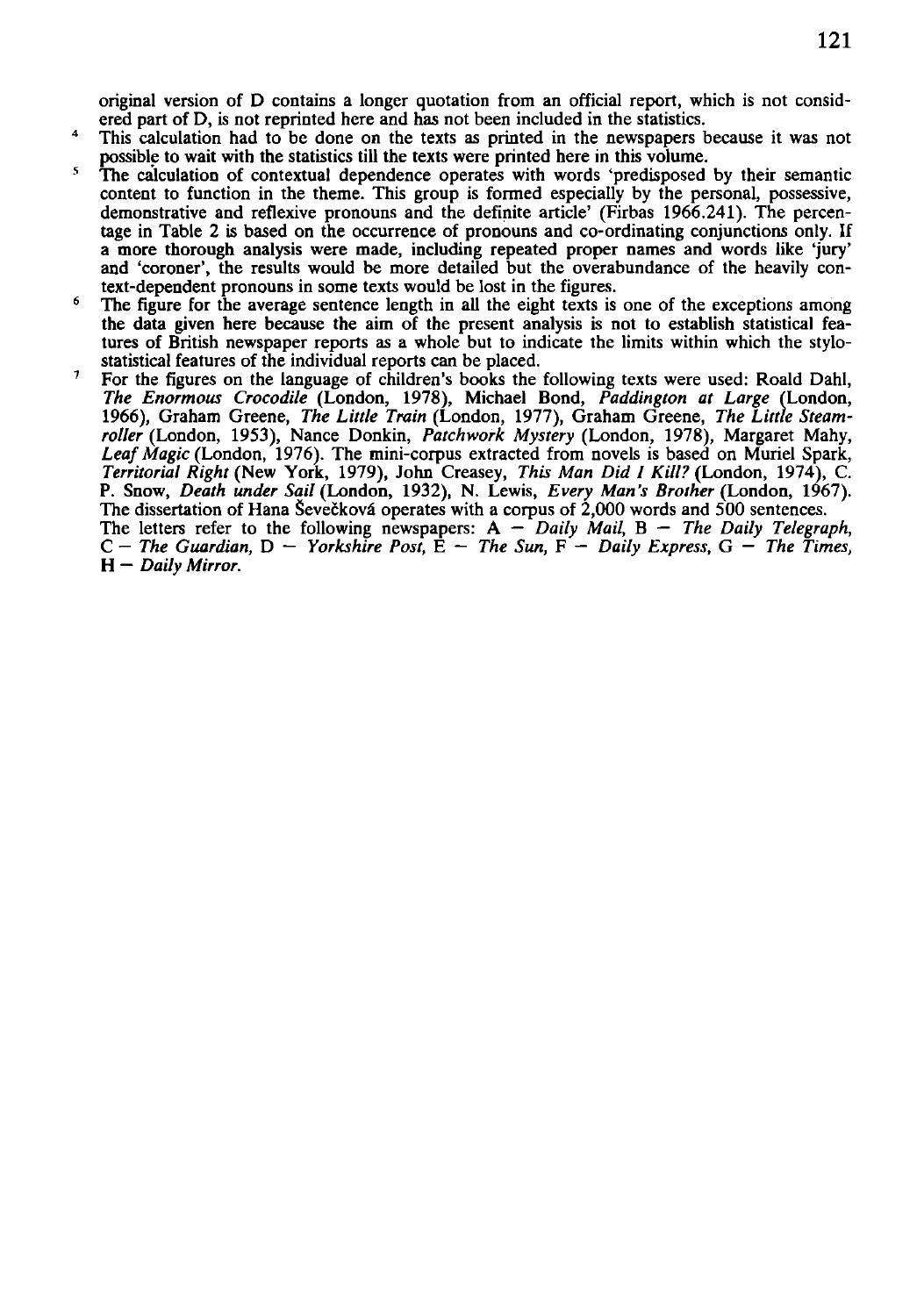original version of D contains a longer quotation from an official report, which is not considered part of D, is not reprinted here and has not been included in the statistics.

[4] This calculation had to be done on the texts as printed in the newspapers because it was not possible to wait with the statistics till the texts were printed here in this volume.

[5] The calculation of contextual dependence operates with words 'predisposed by their semantic content to function in the theme. This group is formed especially by the personal, possessive, demonstrative and reflexive pronouns and the definite article' (Firbas 1966.241). The percentage in Table 2 is based on the occurrence of pronouns and co-ordinating conjunctions only. If a more thorough analysis were made, including repeated proper names and words like 'jury' and 'coroner', the results would be more detailed but the overabundance of the heavily context-dependent pronouns in some texts would be lost in the figures.

[6] The figure for the average sentence length in all the eight texts is one of the exceptions among the data given here because the aim of the present analysis is not to establish statistical features of British newspaper reports as a whole but to indicate the limits within which the stylo-statistical features of the individual reports can be placed.

[7] For the figures on the language of children's books the following texts were used: Roald Dahl, *The Enormous Crocodile* (London, 1978), Michael Bond, *Paddington at Large* (London, 1966), Graham Greene, *The Little Train* (London, 1977), Graham Greene, *The Little Steamroller* (London, 1953), Nance Donkin, *Patchwork Mystery* (London, 1978), Margaret Mahy, *Leaf Magic* (London, 1976). The mini-corpus extracted from novels is based on Muriel Spark, *Territorial Right* (New York, 1979), John Creasey, *This Man Did I Kill?* (London, 1974), C. P. Snow, *Death under Sail* (London, 1932), N. Lewis, *Every Man's Brother* (London, 1967). The dissertation of Hana Ševečková operates with a corpus of 2,000 words and 500 sentences.

The letters refer to the following newspapers: A — *Daily Mail*, B — *The Daily Telegraph*, C — *The Guardian*, D — *Yorkshire Post*, E — *The Sun*, F — *Daily Express*, G — *The Times*, H — *Daily Mirror*.